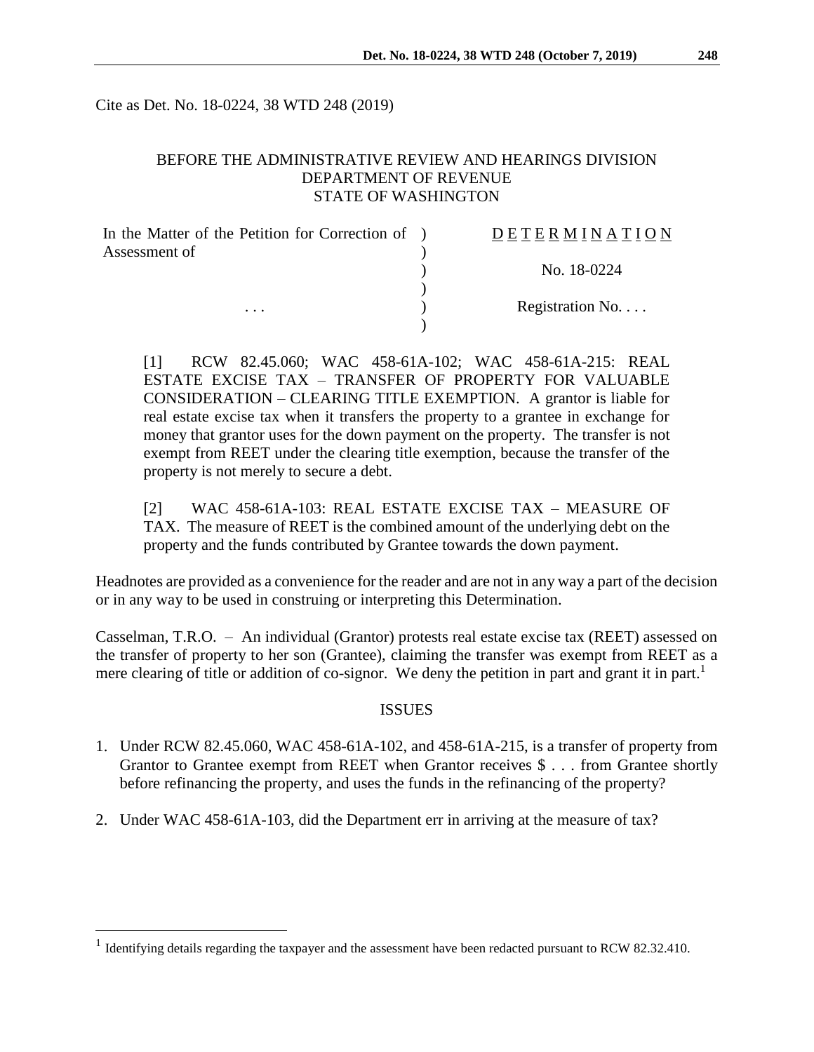Cite as Det. No. 18-0224, 38 WTD 248 (2019)

BEFORE THE ADMINISTRATIVE REVIEW AND HEARINGS DIVISION
DEPARTMENT OF REVENUE
STATE OF WASHINGTON

| In the Matter of the Petition for Correction of Assessment of | ) | D E T E R M I N A T I O N |
|---|---|---|
| | ) | No. 18-0224 |
| . . . | ) | Registration No. . . . |

[1] RCW 82.45.060; WAC 458-61A-102; WAC 458-61A-215: REAL ESTATE EXCISE TAX – TRANSFER OF PROPERTY FOR VALUABLE CONSIDERATION – CLEARING TITLE EXEMPTION. A grantor is liable for real estate excise tax when it transfers the property to a grantee in exchange for money that grantor uses for the down payment on the property. The transfer is not exempt from REET under the clearing title exemption, because the transfer of the property is not merely to secure a debt.

[2] WAC 458-61A-103: REAL ESTATE EXCISE TAX – MEASURE OF TAX. The measure of REET is the combined amount of the underlying debt on the property and the funds contributed by Grantee towards the down payment.

Headnotes are provided as a convenience for the reader and are not in any way a part of the decision or in any way to be used in construing or interpreting this Determination.

Casselman, T.R.O. – An individual (Grantor) protests real estate excise tax (REET) assessed on the transfer of property to her son (Grantee), claiming the transfer was exempt from REET as a mere clearing of title or addition of co-signor. We deny the petition in part and grant it in part.[1]

## ISSUES

1. Under RCW 82.45.060, WAC 458-61A-102, and 458-61A-215, is a transfer of property from Grantor to Grantee exempt from REET when Grantor receives $ . . . from Grantee shortly before refinancing the property, and uses the funds in the refinancing of the property?

2. Under WAC 458-61A-103, did the Department err in arriving at the measure of tax?

---

[1] Identifying details regarding the taxpayer and the assessment have been redacted pursuant to RCW 82.32.410.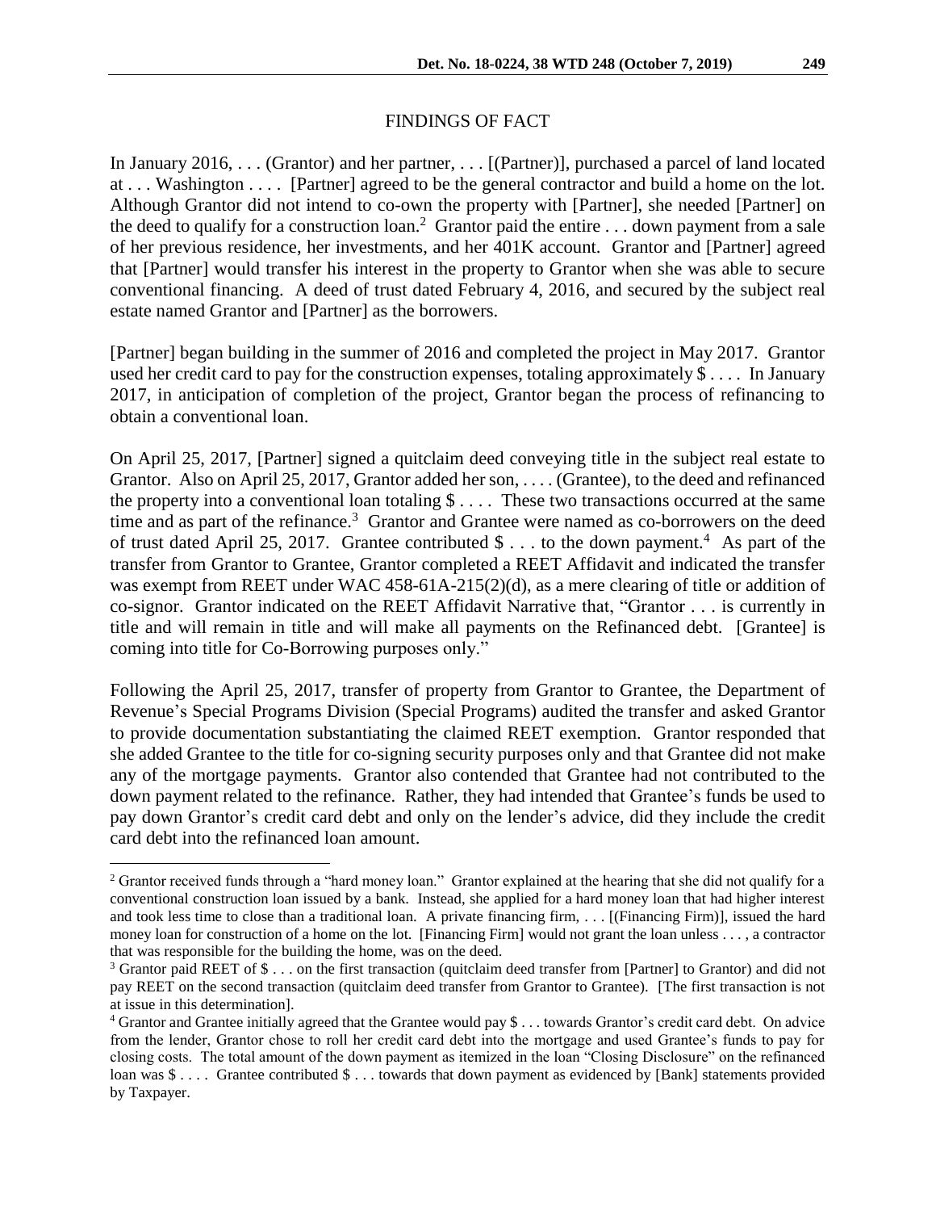## FINDINGS OF FACT

In January 2016, . . . (Grantor) and her partner, . . . [(Partner)], purchased a parcel of land located at . . . Washington . . . . [Partner] agreed to be the general contractor and build a home on the lot. Although Grantor did not intend to co-own the property with [Partner], she needed [Partner] on the deed to qualify for a construction loan.[2] Grantor paid the entire . . . down payment from a sale of her previous residence, her investments, and her 401K account. Grantor and [Partner] agreed that [Partner] would transfer his interest in the property to Grantor when she was able to secure conventional financing. A deed of trust dated February 4, 2016, and secured by the subject real estate named Grantor and [Partner] as the borrowers.

[Partner] began building in the summer of 2016 and completed the project in May 2017. Grantor used her credit card to pay for the construction expenses, totaling approximately $ . . . . In January 2017, in anticipation of completion of the project, Grantor began the process of refinancing to obtain a conventional loan.

On April 25, 2017, [Partner] signed a quitclaim deed conveying title in the subject real estate to Grantor. Also on April 25, 2017, Grantor added her son, . . . . (Grantee), to the deed and refinanced the property into a conventional loan totaling $ . . . . These two transactions occurred at the same time and as part of the refinance.[3] Grantor and Grantee were named as co-borrowers on the deed of trust dated April 25, 2017. Grantee contributed $ . . . to the down payment.[4] As part of the transfer from Grantor to Grantee, Grantor completed a REET Affidavit and indicated the transfer was exempt from REET under WAC 458-61A-215(2)(d), as a mere clearing of title or addition of co-signor. Grantor indicated on the REET Affidavit Narrative that, "Grantor . . . is currently in title and will remain in title and will make all payments on the Refinanced debt. [Grantee] is coming into title for Co-Borrowing purposes only."

Following the April 25, 2017, transfer of property from Grantor to Grantee, the Department of Revenue's Special Programs Division (Special Programs) audited the transfer and asked Grantor to provide documentation substantiating the claimed REET exemption. Grantor responded that she added Grantee to the title for co-signing security purposes only and that Grantee did not make any of the mortgage payments. Grantor also contended that Grantee had not contributed to the down payment related to the refinance. Rather, they had intended that Grantee's funds be used to pay down Grantor's credit card debt and only on the lender's advice, did they include the credit card debt into the refinanced loan amount.

---

[2] Grantor received funds through a "hard money loan." Grantor explained at the hearing that she did not qualify for a conventional construction loan issued by a bank. Instead, she applied for a hard money loan that had higher interest and took less time to close than a traditional loan. A private financing firm, . . . [(Financing Firm)], issued the hard money loan for construction of a home on the lot. [Financing Firm] would not grant the loan unless . . . , a contractor that was responsible for the building the home, was on the deed.

[3] Grantor paid REET of $ . . . on the first transaction (quitclaim deed transfer from [Partner] to Grantor) and did not pay REET on the second transaction (quitclaim deed transfer from Grantor to Grantee). [The first transaction is not at issue in this determination].

[4] Grantor and Grantee initially agreed that the Grantee would pay $ . . . towards Grantor's credit card debt. On advice from the lender, Grantor chose to roll her credit card debt into the mortgage and used Grantee's funds to pay for closing costs. The total amount of the down payment as itemized in the loan "Closing Disclosure" on the refinanced loan was $ . . . . Grantee contributed $ . . . towards that down payment as evidenced by [Bank] statements provided by Taxpayer.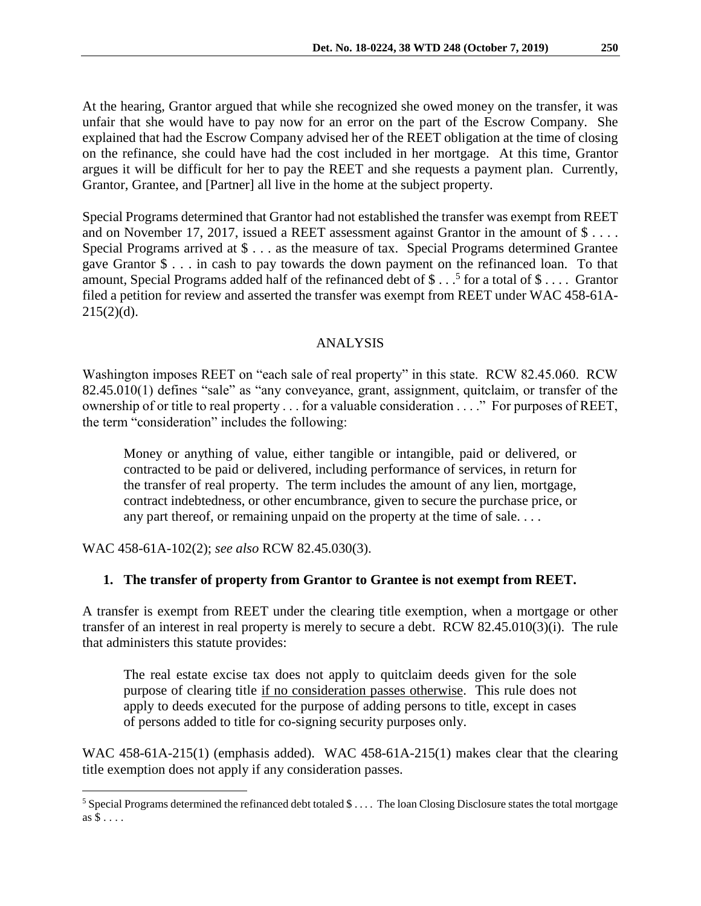At the hearing, Grantor argued that while she recognized she owed money on the transfer, it was unfair that she would have to pay now for an error on the part of the Escrow Company. She explained that had the Escrow Company advised her of the REET obligation at the time of closing on the refinance, she could have had the cost included in her mortgage. At this time, Grantor argues it will be difficult for her to pay the REET and she requests a payment plan. Currently, Grantor, Grantee, and [Partner] all live in the home at the subject property.

Special Programs determined that Grantor had not established the transfer was exempt from REET and on November 17, 2017, issued a REET assessment against Grantor in the amount of $ . . . . Special Programs arrived at $ . . . as the measure of tax. Special Programs determined Grantee gave Grantor $ . . . in cash to pay towards the down payment on the refinanced loan. To that amount, Special Programs added half of the refinanced debt of $ . . .[5] for a total of $ . . . . Grantor filed a petition for review and asserted the transfer was exempt from REET under WAC 458-61A-215(2)(d).

## ANALYSIS

Washington imposes REET on "each sale of real property" in this state. RCW 82.45.060. RCW 82.45.010(1) defines "sale" as "any conveyance, grant, assignment, quitclaim, or transfer of the ownership of or title to real property . . . for a valuable consideration . . . ." For purposes of REET, the term "consideration" includes the following:

> Money or anything of value, either tangible or intangible, paid or delivered, or contracted to be paid or delivered, including performance of services, in return for the transfer of real property. The term includes the amount of any lien, mortgage, contract indebtedness, or other encumbrance, given to secure the purchase price, or any part thereof, or remaining unpaid on the property at the time of sale. . . .

WAC 458-61A-102(2); *see also* RCW 82.45.030(3).

### 1. The transfer of property from Grantor to Grantee is not exempt from REET.

A transfer is exempt from REET under the clearing title exemption, when a mortgage or other transfer of an interest in real property is merely to secure a debt. RCW 82.45.010(3)(i). The rule that administers this statute provides:

> The real estate excise tax does not apply to quitclaim deeds given for the sole purpose of clearing title <u>if no consideration passes otherwise</u>. This rule does not apply to deeds executed for the purpose of adding persons to title, except in cases of persons added to title for co-signing security purposes only.

WAC 458-61A-215(1) (emphasis added). WAC 458-61A-215(1) makes clear that the clearing title exemption does not apply if any consideration passes.

---

[5] Special Programs determined the refinanced debt totaled $ . . . . The loan Closing Disclosure states the total mortgage as $ . . . .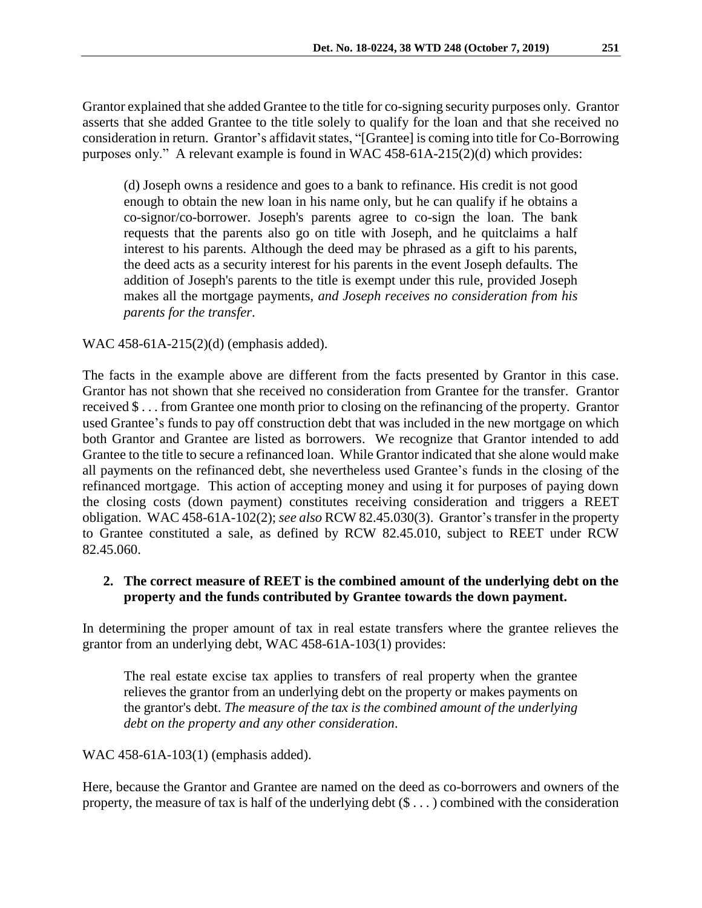Grantor explained that she added Grantee to the title for co-signing security purposes only. Grantor asserts that she added Grantee to the title solely to qualify for the loan and that she received no consideration in return. Grantor's affidavit states, "[Grantee] is coming into title for Co-Borrowing purposes only." A relevant example is found in WAC 458-61A-215(2)(d) which provides:

> (d) Joseph owns a residence and goes to a bank to refinance. His credit is not good enough to obtain the new loan in his name only, but he can qualify if he obtains a co-signor/co-borrower. Joseph's parents agree to co-sign the loan. The bank requests that the parents also go on title with Joseph, and he quitclaims a half interest to his parents. Although the deed may be phrased as a gift to his parents, the deed acts as a security interest for his parents in the event Joseph defaults. The addition of Joseph's parents to the title is exempt under this rule, provided Joseph makes all the mortgage payments, *and Joseph receives no consideration from his parents for the transfer*.

WAC 458-61A-215(2)(d) (emphasis added).

The facts in the example above are different from the facts presented by Grantor in this case. Grantor has not shown that she received no consideration from Grantee for the transfer. Grantor received $ . . . from Grantee one month prior to closing on the refinancing of the property. Grantor used Grantee's funds to pay off construction debt that was included in the new mortgage on which both Grantor and Grantee are listed as borrowers. We recognize that Grantor intended to add Grantee to the title to secure a refinanced loan. While Grantor indicated that she alone would make all payments on the refinanced debt, she nevertheless used Grantee's funds in the closing of the refinanced mortgage. This action of accepting money and using it for purposes of paying down the closing costs (down payment) constitutes receiving consideration and triggers a REET obligation. WAC 458-61A-102(2); *see also* RCW 82.45.030(3). Grantor's transfer in the property to Grantee constituted a sale, as defined by RCW 82.45.010, subject to REET under RCW 82.45.060.

**2. The correct measure of REET is the combined amount of the underlying debt on the property and the funds contributed by Grantee towards the down payment.**

In determining the proper amount of tax in real estate transfers where the grantee relieves the grantor from an underlying debt, WAC 458-61A-103(1) provides:

> The real estate excise tax applies to transfers of real property when the grantee relieves the grantor from an underlying debt on the property or makes payments on the grantor's debt. *The measure of the tax is the combined amount of the underlying debt on the property and any other consideration*.

WAC 458-61A-103(1) (emphasis added).

Here, because the Grantor and Grantee are named on the deed as co-borrowers and owners of the property, the measure of tax is half of the underlying debt ($ . . . ) combined with the consideration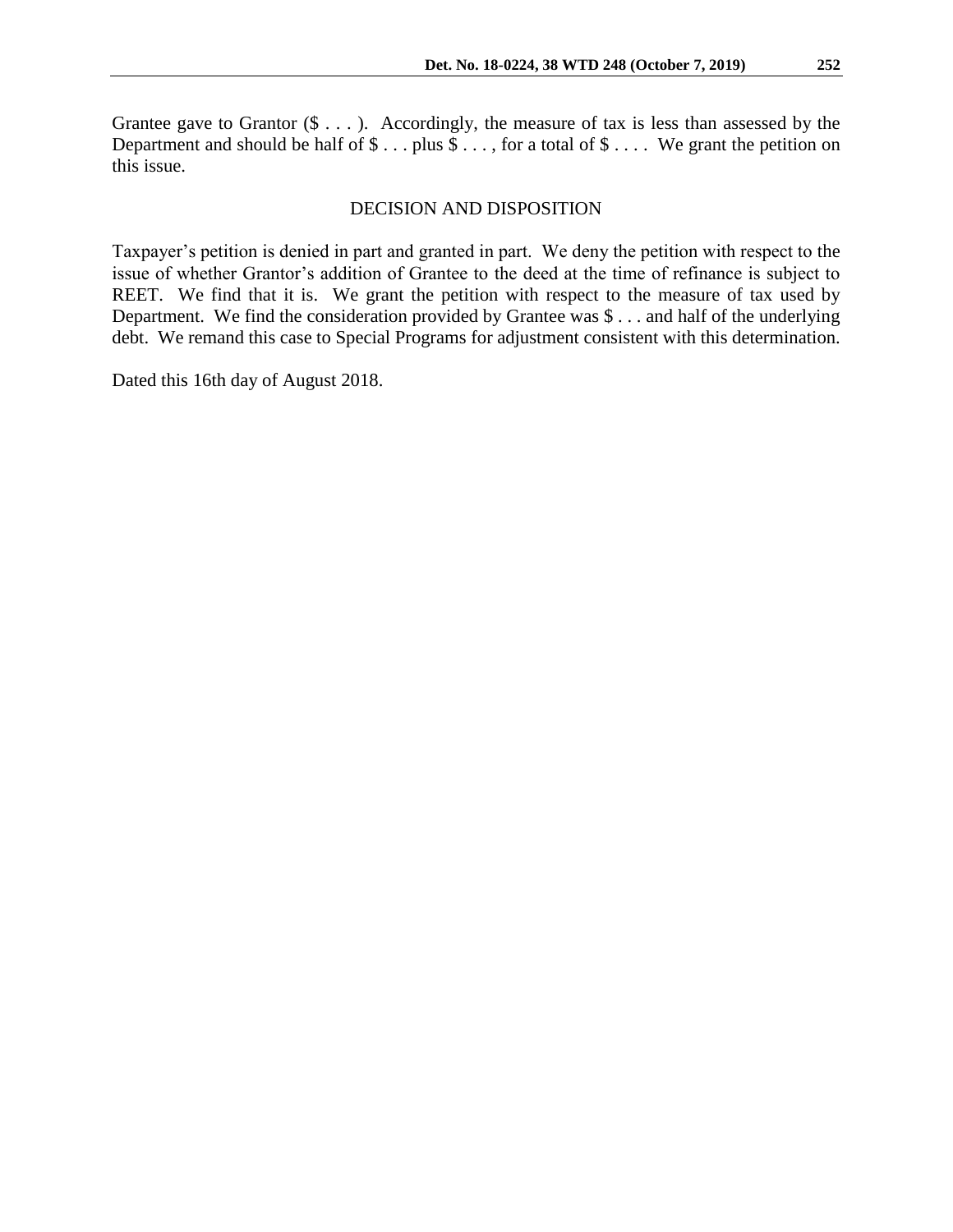Grantee gave to Grantor ($ . . . ). Accordingly, the measure of tax is less than assessed by the Department and should be half of $ . . . plus $ . . . , for a total of $ . . . . We grant the petition on this issue.

## DECISION AND DISPOSITION

Taxpayer's petition is denied in part and granted in part. We deny the petition with respect to the issue of whether Grantor's addition of Grantee to the deed at the time of refinance is subject to REET. We find that it is. We grant the petition with respect to the measure of tax used by Department. We find the consideration provided by Grantee was $ . . . and half of the underlying debt. We remand this case to Special Programs for adjustment consistent with this determination.

Dated this 16th day of August 2018.